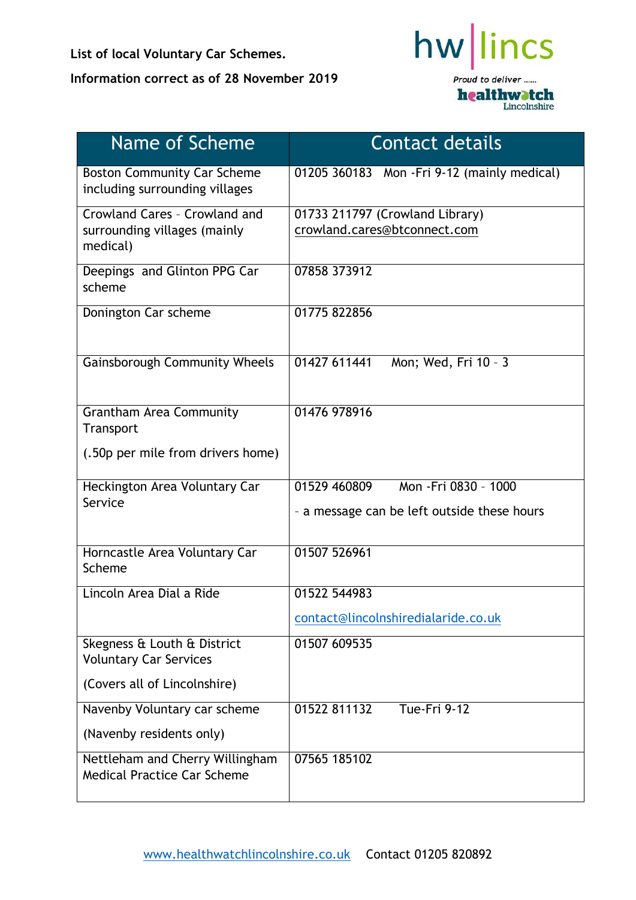**List of local Voluntary Car Schemes.**

**Information correct as of 28 November 2019**

| Name of Scheme | Contact details |
|---|---|
| Boston Community Car Scheme including surrounding villages | 01205 360183 Mon -Fri 9-12 (mainly medical) |
| Crowland Cares – Crowland and surrounding villages (mainly medical) | 01733 211797 (Crowland Library) crowland.cares@btconnect.com |
| Deepings and Glinton PPG Car scheme | 07858 373912 |
| Donington Car scheme | 01775 822856 |
| Gainsborough Community Wheels | 01427 611441 Mon; Wed, Fri 10 – 3 |
| Grantham Area Community Transport (.50p per mile from drivers home) | 01476 978916 |
| Heckington Area Voluntary Car Service | 01529 460809 Mon -Fri 0830 – 1000 – a message can be left outside these hours |
| Horncastle Area Voluntary Car Scheme | 01507 526961 |
| Lincoln Area Dial a Ride | 01522 544983 contact@lincolnshiredialaride.co.uk |
| Skegness & Louth & District Voluntary Car Services (Covers all of Lincolnshire) | 01507 609535 |
| Navenby Voluntary car scheme (Navenby residents only) | 01522 811132 Tue-Fri 9-12 |
| Nettleham and Cherry Willingham Medical Practice Car Scheme | 07565 185102 |

www.healthwatchlincolnshire.co.uk Contact 01205 820892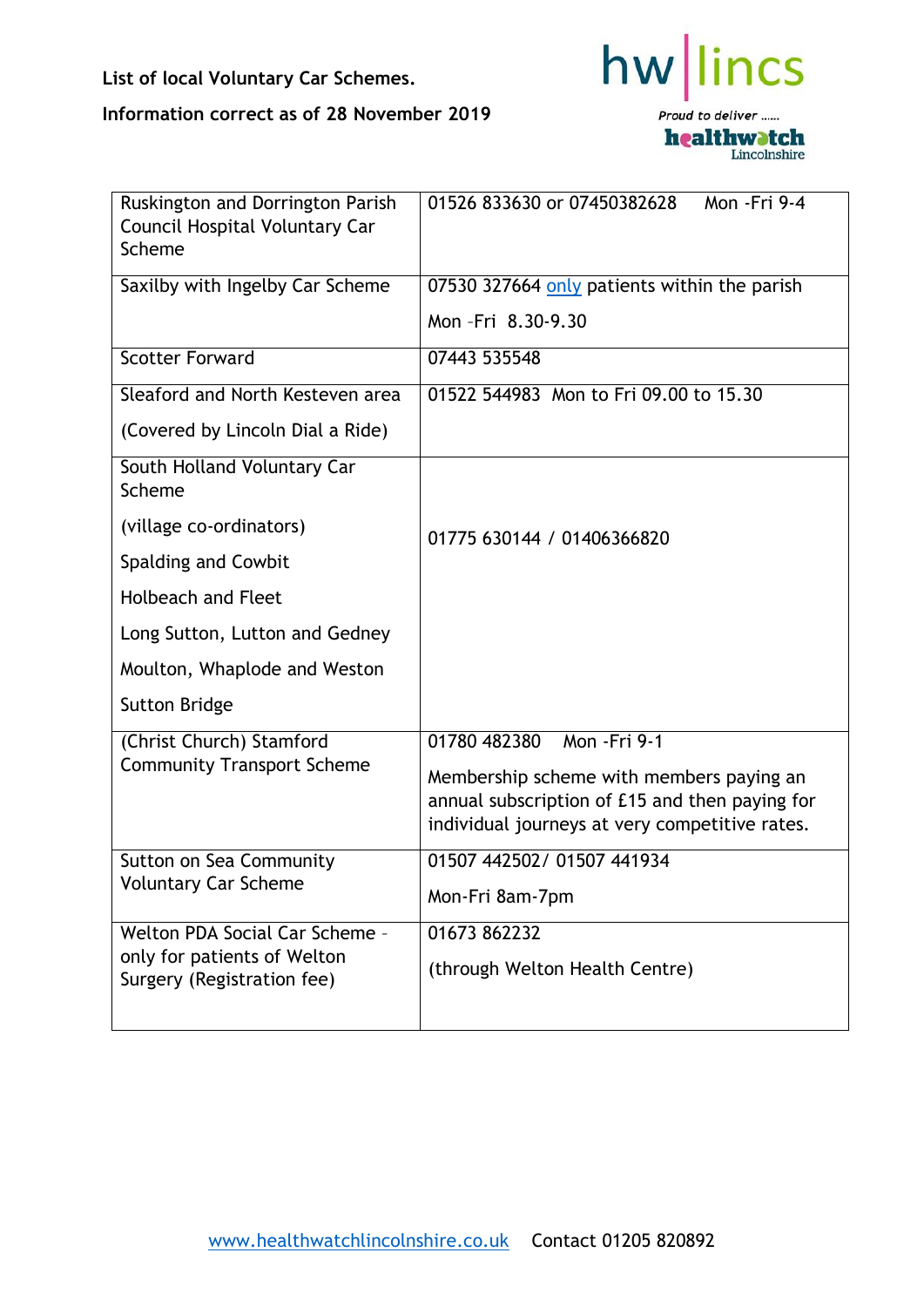**List of local Voluntary Car Schemes.**

**Information correct as of 28 November 2019**

| | |
|---|---|
| Ruskington and Dorrington Parish Council Hospital Voluntary Car Scheme | 01526 833630 or 07450382628 Mon -Fri 9-4 |
| Saxilby with Ingelby Car Scheme | 07530 327664 only patients within the parish<br><br>Mon –Fri 8.30-9.30 |
| Scotter Forward | 07443 535548 |
| Sleaford and North Kesteven area<br><br>(Covered by Lincoln Dial a Ride) | 01522 544983 Mon to Fri 09.00 to 15.30 |
| South Holland Voluntary Car Scheme<br><br>(village co-ordinators)<br><br>Spalding and Cowbit<br><br>Holbeach and Fleet<br><br>Long Sutton, Lutton and Gedney<br><br>Moulton, Whaplode and Weston<br><br>Sutton Bridge | 01775 630144 / 01406366820 |
| (Christ Church) Stamford Community Transport Scheme | 01780 482380 Mon -Fri 9-1<br><br>Membership scheme with members paying an annual subscription of £15 and then paying for individual journeys at very competitive rates. |
| Sutton on Sea Community Voluntary Car Scheme | 01507 442502/ 01507 441934<br><br>Mon-Fri 8am-7pm |
| Welton PDA Social Car Scheme – only for patients of Welton Surgery (Registration fee) | 01673 862232<br><br>(through Welton Health Centre) |

www.healthwatchlincolnshire.co.uk Contact 01205 820892